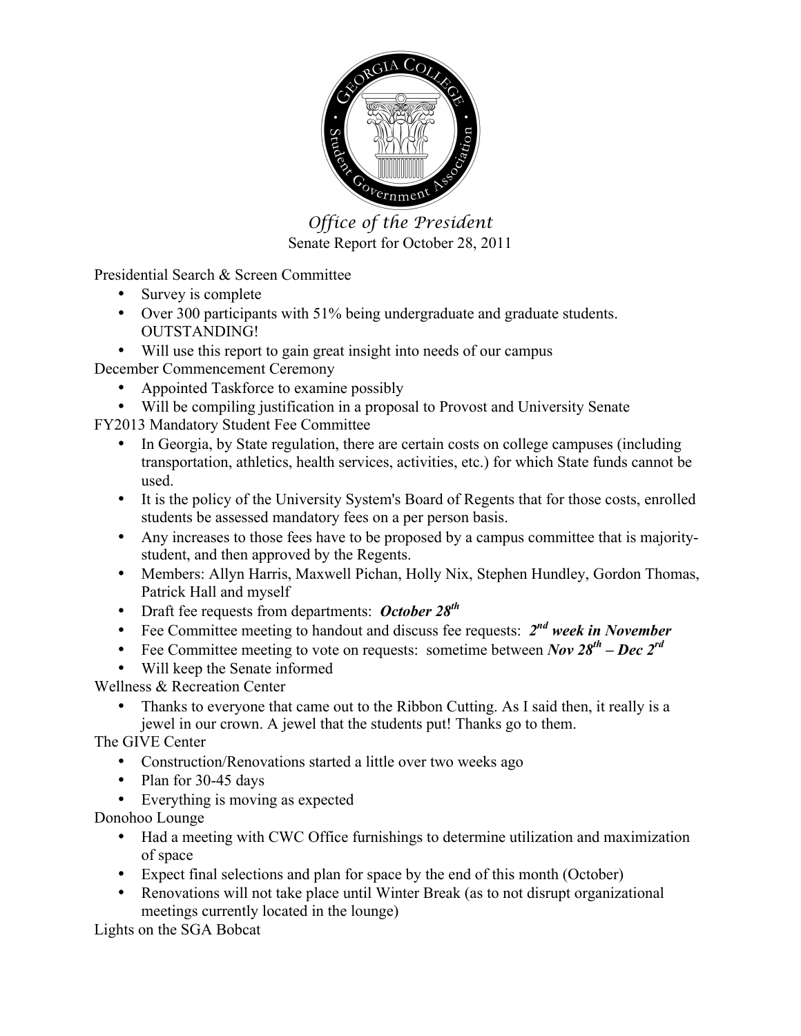# *Office of the President*

Senate Report for October 28, 2011

Presidential Search & Screen Committee

- Survey is complete
- Over 300 participants with 51% being undergraduate and graduate students. OUTSTANDING!
- Will use this report to gain great insight into needs of our campus

December Commencement Ceremony

- Appointed Taskforce to examine possibly
- Will be compiling justification in a proposal to Provost and University Senate

FY2013 Mandatory Student Fee Committee

- In Georgia, by State regulation, there are certain costs on college campuses (including transportation, athletics, health services, activities, etc.) for which State funds cannot be used.
- It is the policy of the University System's Board of Regents that for those costs, enrolled students be assessed mandatory fees on a per person basis.
- Any increases to those fees have to be proposed by a campus committee that is majority-student, and then approved by the Regents.
- Members: Allyn Harris, Maxwell Pichan, Holly Nix, Stephen Hundley, Gordon Thomas, Patrick Hall and myself
- Draft fee requests from departments: ***October 28th***
- Fee Committee meeting to handout and discuss fee requests: ***2nd week in November***
- Fee Committee meeting to vote on requests: sometime between ***Nov 28th – Dec 2rd***
- Will keep the Senate informed

Wellness & Recreation Center

- Thanks to everyone that came out to the Ribbon Cutting. As I said then, it really is a jewel in our crown. A jewel that the students put! Thanks go to them.

The GIVE Center

- Construction/Renovations started a little over two weeks ago
- Plan for 30-45 days
- Everything is moving as expected

Donohoo Lounge

- Had a meeting with CWC Office furnishings to determine utilization and maximization of space
- Expect final selections and plan for space by the end of this month (October)
- Renovations will not take place until Winter Break (as to not disrupt organizational meetings currently located in the lounge)

Lights on the SGA Bobcat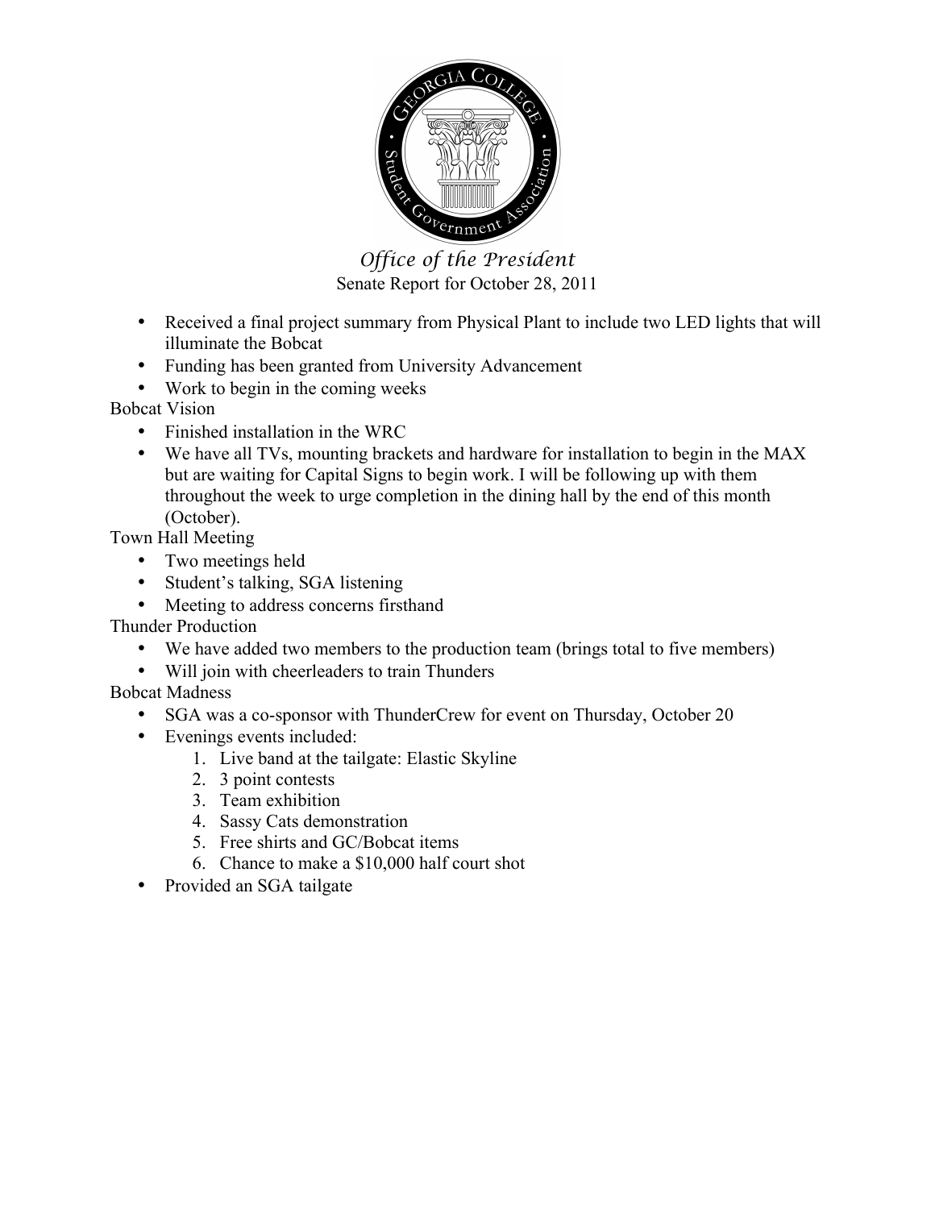*Office of the President*

Senate Report for October 28, 2011

- Received a final project summary from Physical Plant to include two LED lights that will illuminate the Bobcat
- Funding has been granted from University Advancement
- Work to begin in the coming weeks

Bobcat Vision

- Finished installation in the WRC
- We have all TVs, mounting brackets and hardware for installation to begin in the MAX but are waiting for Capital Signs to begin work. I will be following up with them throughout the week to urge completion in the dining hall by the end of this month (October).

Town Hall Meeting

- Two meetings held
- Student's talking, SGA listening
- Meeting to address concerns firsthand

Thunder Production

- We have added two members to the production team (brings total to five members)
- Will join with cheerleaders to train Thunders

Bobcat Madness

- SGA was a co-sponsor with ThunderCrew for event on Thursday, October 20
- Evenings events included:
  1. Live band at the tailgate: Elastic Skyline
  2. 3 point contests
  3. Team exhibition
  4. Sassy Cats demonstration
  5. Free shirts and GC/Bobcat items
  6. Chance to make a $10,000 half court shot
- Provided an SGA tailgate